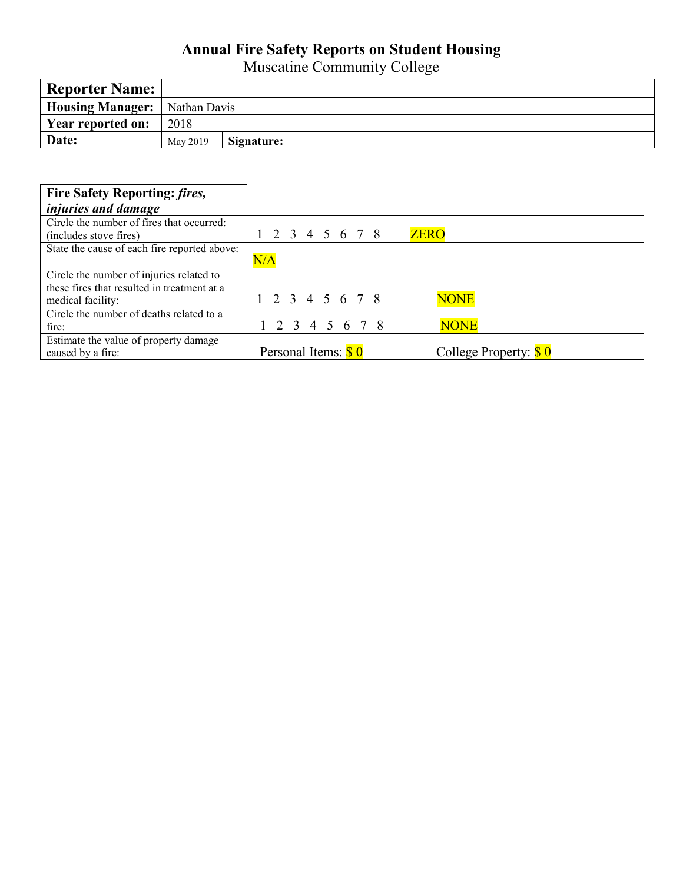# Annual Fire Safety Reports on Student Housing

Muscatine Community College

| **Reporter Name:** | | | |
|---|---|---|---|
| **Housing Manager:** | Nathan Davis | | |
| **Year reported on:** | 2018 | | |
| **Date:** | May 2019 | **Signature:** | |

| **Fire Safety Reporting:** ***fires, injuries and damage*** | |
|---|---|
| Circle the number of fires that occurred: (includes stove fires) | 1 2 3 4 5 6 7 8 ZERO |
| State the cause of each fire reported above: | N/A |
| Circle the number of injuries related to these fires that resulted in treatment at a medical facility: | 1 2 3 4 5 6 7 8 NONE |
| Circle the number of deaths related to a fire: | 1 2 3 4 5 6 7 8 NONE |
| Estimate the value of property damage caused by a fire: | Personal Items: $ 0 College Property: $ 0 |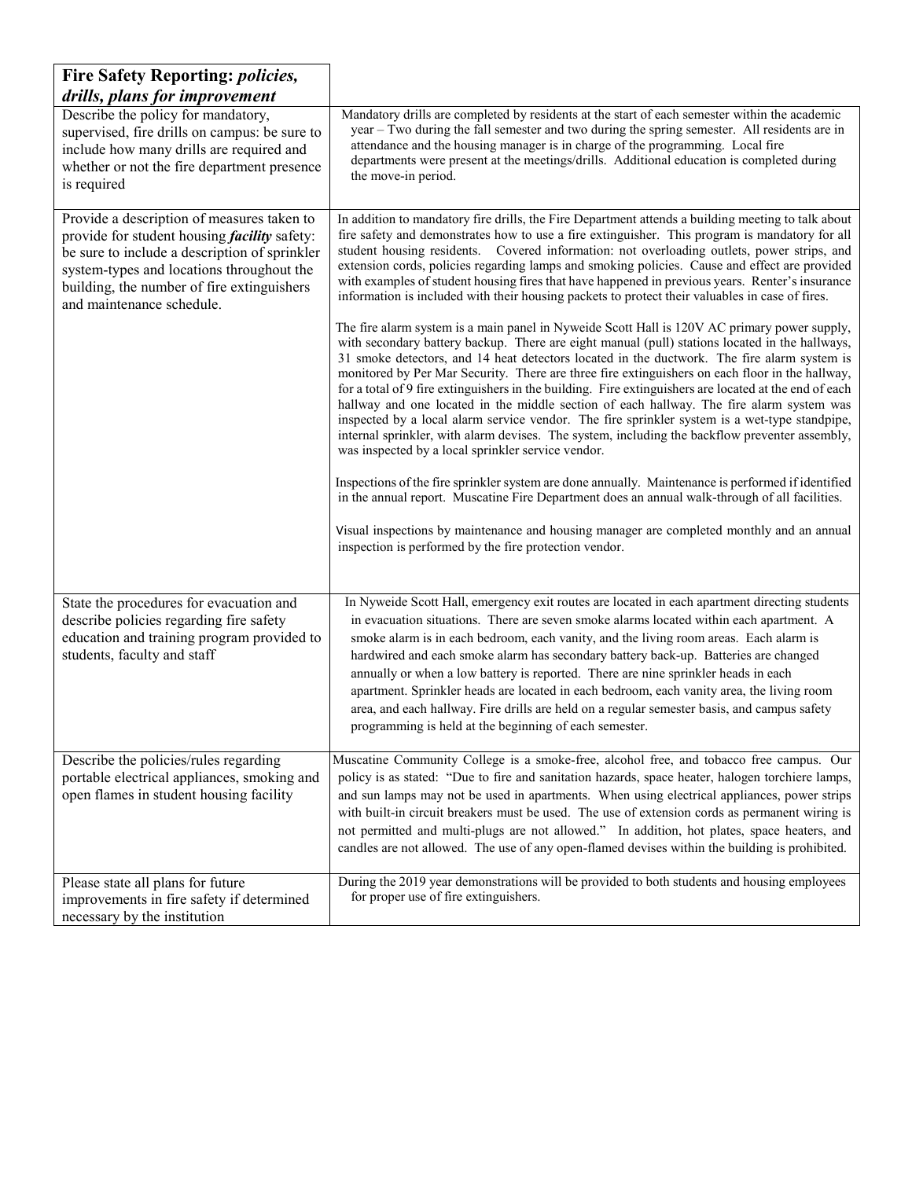| **Fire Safety Reporting:** ***policies, drills, plans for improvement*** | |
|---|---|
| Describe the policy for mandatory, supervised, fire drills on campus: be sure to include how many drills are required and whether or not the fire department presence is required | Mandatory drills are completed by residents at the start of each semester within the academic year – Two during the fall semester and two during the spring semester. All residents are in attendance and the housing manager is in charge of the programming. Local fire departments were present at the meetings/drills. Additional education is completed during the move-in period. |
| Provide a description of measures taken to provide for student housing ***facility*** safety: be sure to include a description of sprinkler system-types and locations throughout the building, the number of fire extinguishers and maintenance schedule. | In addition to mandatory fire drills, the Fire Department attends a building meeting to talk about fire safety and demonstrates how to use a fire extinguisher. This program is mandatory for all student housing residents. Covered information: not overloading outlets, power strips, and extension cords, policies regarding lamps and smoking policies. Cause and effect are provided with examples of student housing fires that have happened in previous years. Renter's insurance information is included with their housing packets to protect their valuables in case of fires.<br><br>The fire alarm system is a main panel in Nyweide Scott Hall is 120V AC primary power supply, with secondary battery backup. There are eight manual (pull) stations located in the hallways, 31 smoke detectors, and 14 heat detectors located in the ductwork. The fire alarm system is monitored by Per Mar Security. There are three fire extinguishers on each floor in the hallway, for a total of 9 fire extinguishers in the building. Fire extinguishers are located at the end of each hallway and one located in the middle section of each hallway. The fire alarm system was inspected by a local alarm service vendor. The fire sprinkler system is a wet-type standpipe, internal sprinkler, with alarm devises. The system, including the backflow preventer assembly, was inspected by a local sprinkler service vendor.<br><br>Inspections of the fire sprinkler system are done annually. Maintenance is performed if identified in the annual report. Muscatine Fire Department does an annual walk-through of all facilities.<br><br>Visual inspections by maintenance and housing manager are completed monthly and an annual inspection is performed by the fire protection vendor. |
| State the procedures for evacuation and describe policies regarding fire safety education and training program provided to students, faculty and staff | In Nyweide Scott Hall, emergency exit routes are located in each apartment directing students in evacuation situations. There are seven smoke alarms located within each apartment. A smoke alarm is in each bedroom, each vanity, and the living room areas. Each alarm is hardwired and each smoke alarm has secondary battery back-up. Batteries are changed annually or when a low battery is reported. There are nine sprinkler heads in each apartment. Sprinkler heads are located in each bedroom, each vanity area, the living room area, and each hallway. Fire drills are held on a regular semester basis, and campus safety programming is held at the beginning of each semester. |
| Describe the policies/rules regarding portable electrical appliances, smoking and open flames in student housing facility | Muscatine Community College is a smoke-free, alcohol free, and tobacco free campus. Our policy is as stated: "Due to fire and sanitation hazards, space heater, halogen torchiere lamps, and sun lamps may not be used in apartments. When using electrical appliances, power strips with built-in circuit breakers must be used. The use of extension cords as permanent wiring is not permitted and multi-plugs are not allowed." In addition, hot plates, space heaters, and candles are not allowed. The use of any open-flamed devises within the building is prohibited. |
| Please state all plans for future improvements in fire safety if determined necessary by the institution | During the 2019 year demonstrations will be provided to both students and housing employees for proper use of fire extinguishers. |